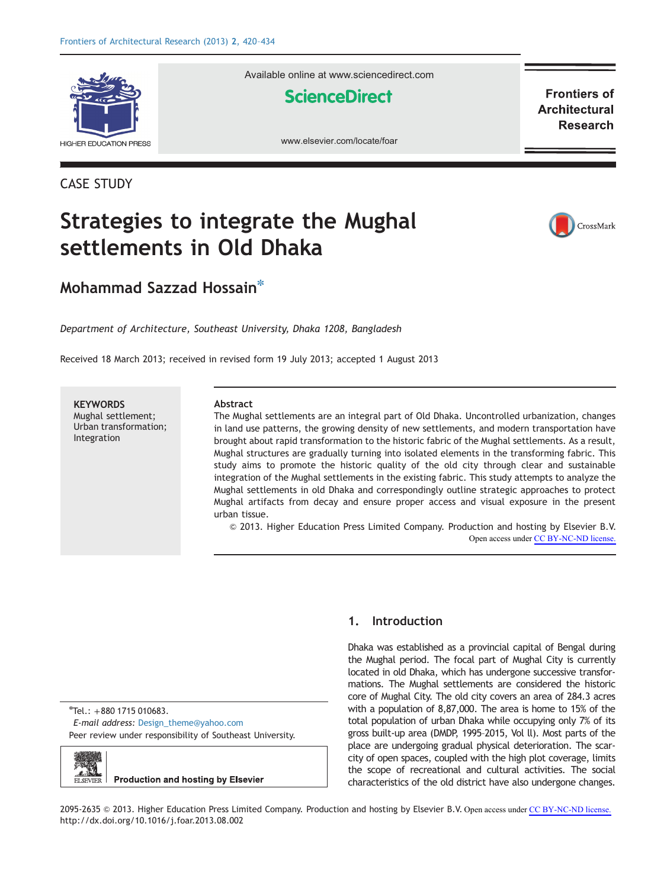CASE STUDY

# Strategies to integrate the Mughal settlements in Old Dhaka

## Mohammad Sazzad Hossain*

*Department of Architecture, Southeast University, Dhaka 1208, Bangladesh*

Received 18 March 2013; received in revised form 19 July 2013; accepted 1 August 2013

**KEYWORDS**
Mughal settlement;
Urban transformation;
Integration

**Abstract**

The Mughal settlements are an integral part of Old Dhaka. Uncontrolled urbanization, changes in land use patterns, the growing density of new settlements, and modern transportation have brought about rapid transformation to the historic fabric of the Mughal settlements. As a result, Mughal structures are gradually turning into isolated elements in the transforming fabric. This study aims to promote the historic quality of the old city through clear and sustainable integration of the Mughal settlements in the existing fabric. This study attempts to analyze the Mughal settlements in old Dhaka and correspondingly outline strategic approaches to protect Mughal artifacts from decay and ensure proper access and visual exposure in the present urban tissue.

© 2013. Higher Education Press Limited Company. Production and hosting by Elsevier B.V. Open access under CC BY-NC-ND license.

## 1. Introduction

Dhaka was established as a provincial capital of Bengal during the Mughal period. The focal part of Mughal City is currently located in old Dhaka, which has undergone successive transformations. The Mughal settlements are considered the historic core of Mughal City. The old city covers an area of 284.3 acres with a population of 8,87,000. The area is home to 15% of the total population of urban Dhaka while occupying only 7% of its gross built-up area (DMDP, 1995–2015, Vol II). Most parts of the place are undergoing gradual physical deterioration. The scarcity of open spaces, coupled with the high plot coverage, limits the scope of recreational and cultural activities. The social characteristics of the old district have also undergone changes.

*Tel.: +880 1715 010683.
*E-mail address:* Design_theme@yahoo.com
Peer review under responsibility of Southeast University.

Production and hosting by Elsevier

2095-2635 © 2013. Higher Education Press Limited Company. Production and hosting by Elsevier B.V. Open access under CC BY-NC-ND license.
http://dx.doi.org/10.1016/j.foar.2013.08.002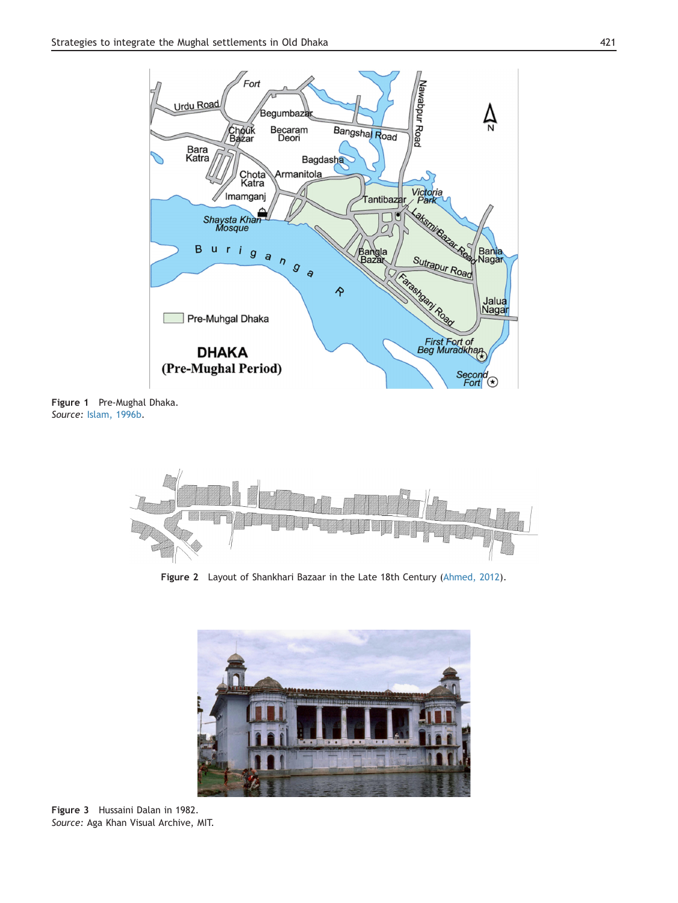Figure 1 Pre-Mughal Dhaka.
*Source*: Islam, 1996b.

**Figure 2** Layout of Shankhari Bazaar in the Late 18th Century (Ahmed, 2012).

**Figure 3** Hussaini Dalan in 1982.
*Source*: Aga Khan Visual Archive, MIT.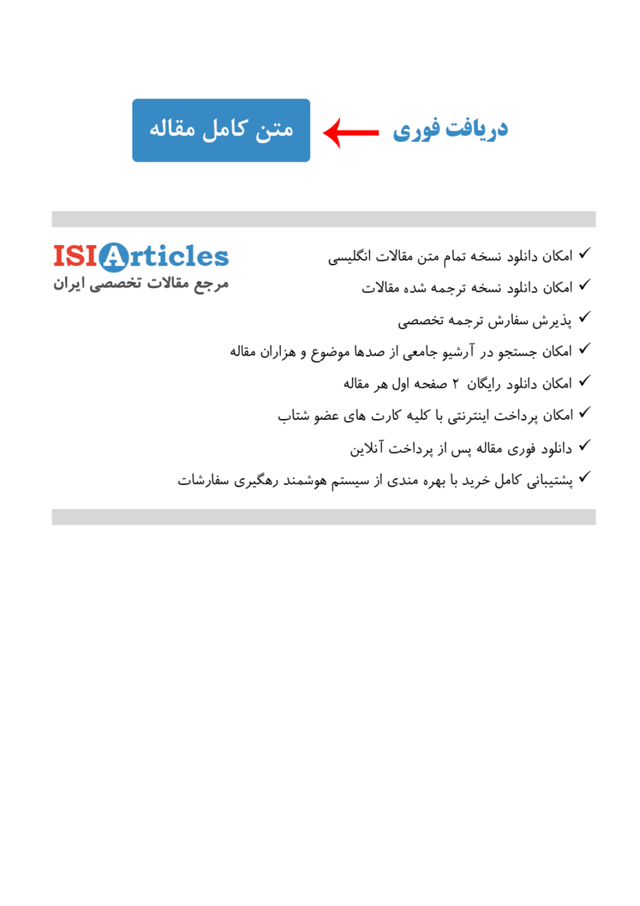دریافت فوری ← **متن کامل مقاله**

**ISIArticles**
مرجع مقالات تخصصی ایران

- ✓ امکان دانلود نسخه تمام متن مقالات انگلیسی
- ✓ امکان دانلود نسخه ترجمه شده مقالات
- ✓ پذیرش سفارش ترجمه تخصصی
- ✓ امکان جستجو در آرشیو جامعی از صدها موضوع و هزاران مقاله
- ✓ امکان دانلود رایگان ۲ صفحه اول هر مقاله
- ✓ امکان پرداخت اینترنتی با کلیه کارت های عضو شتاب
- ✓ دانلود فوری مقاله پس از پرداخت آنلاین
- ✓ پشتیبانی کامل خرید با بهره مندی از سیستم هوشمند رهگیری سفارشات